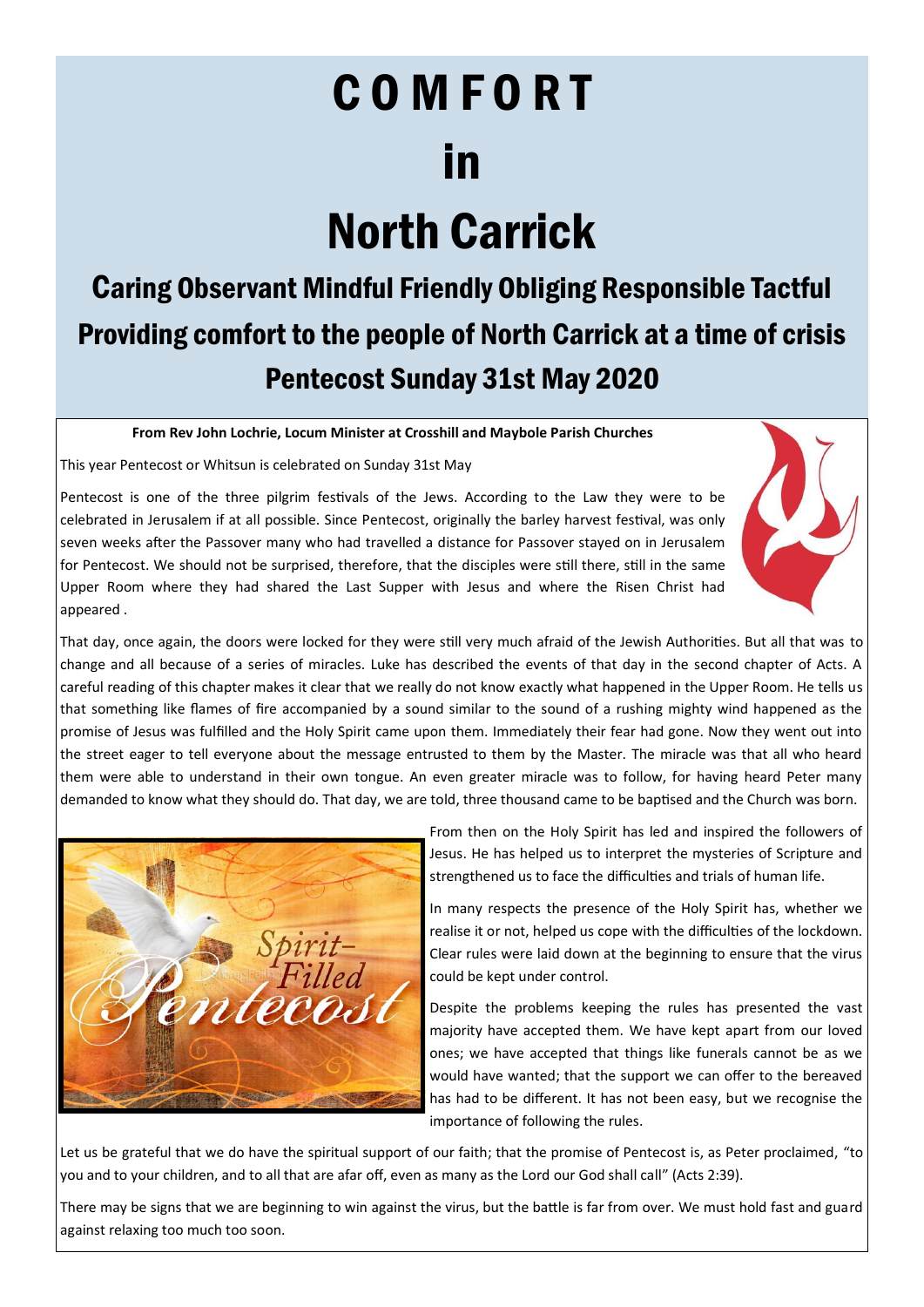# COMFORT in North Carrick

## Caring Observant Mindful Friendly Obliging Responsible Tactful

## Providing comfort to the people of North Carrick at a time of crisis

## Pentecost Sunday 31st May 2020

**From Rev John Lochrie, Locum Minister at Crosshill and Maybole Parish Churches**

This year Pentecost or Whitsun is celebrated on Sunday 31st May

Pentecost is one of the three pilgrim festivals of the Jews. According to the Law they were to be celebrated in Jerusalem if at all possible. Since Pentecost, originally the barley harvest festival, was only seven weeks after the Passover many who had travelled a distance for Passover stayed on in Jerusalem for Pentecost. We should not be surprised, therefore, that the disciples were still there, still in the same Upper Room where they had shared the Last Supper with Jesus and where the Risen Christ had appeared .

That day, once again, the doors were locked for they were still very much afraid of the Jewish Authorities. But all that was to change and all because of a series of miracles. Luke has described the events of that day in the second chapter of Acts. A careful reading of this chapter makes it clear that we really do not know exactly what happened in the Upper Room. He tells us that something like flames of fire accompanied by a sound similar to the sound of a rushing mighty wind happened as the promise of Jesus was fulfilled and the Holy Spirit came upon them. Immediately their fear had gone. Now they went out into the street eager to tell everyone about the message entrusted to them by the Master. The miracle was that all who heard them were able to understand in their own tongue. An even greater miracle was to follow, for having heard Peter many demanded to know what they should do. That day, we are told, three thousand came to be baptised and the Church was born.

From then on the Holy Spirit has led and inspired the followers of Jesus. He has helped us to interpret the mysteries of Scripture and strengthened us to face the difficulties and trials of human life.

In many respects the presence of the Holy Spirit has, whether we realise it or not, helped us cope with the difficulties of the lockdown. Clear rules were laid down at the beginning to ensure that the virus could be kept under control.

Despite the problems keeping the rules has presented the vast majority have accepted them. We have kept apart from our loved ones; we have accepted that things like funerals cannot be as we would have wanted; that the support we can offer to the bereaved has had to be different. It has not been easy, but we recognise the importance of following the rules.

Let us be grateful that we do have the spiritual support of our faith; that the promise of Pentecost is, as Peter proclaimed, "to you and to your children, and to all that are afar off, even as many as the Lord our God shall call" (Acts 2:39).

There may be signs that we are beginning to win against the virus, but the battle is far from over. We must hold fast and guard against relaxing too much too soon.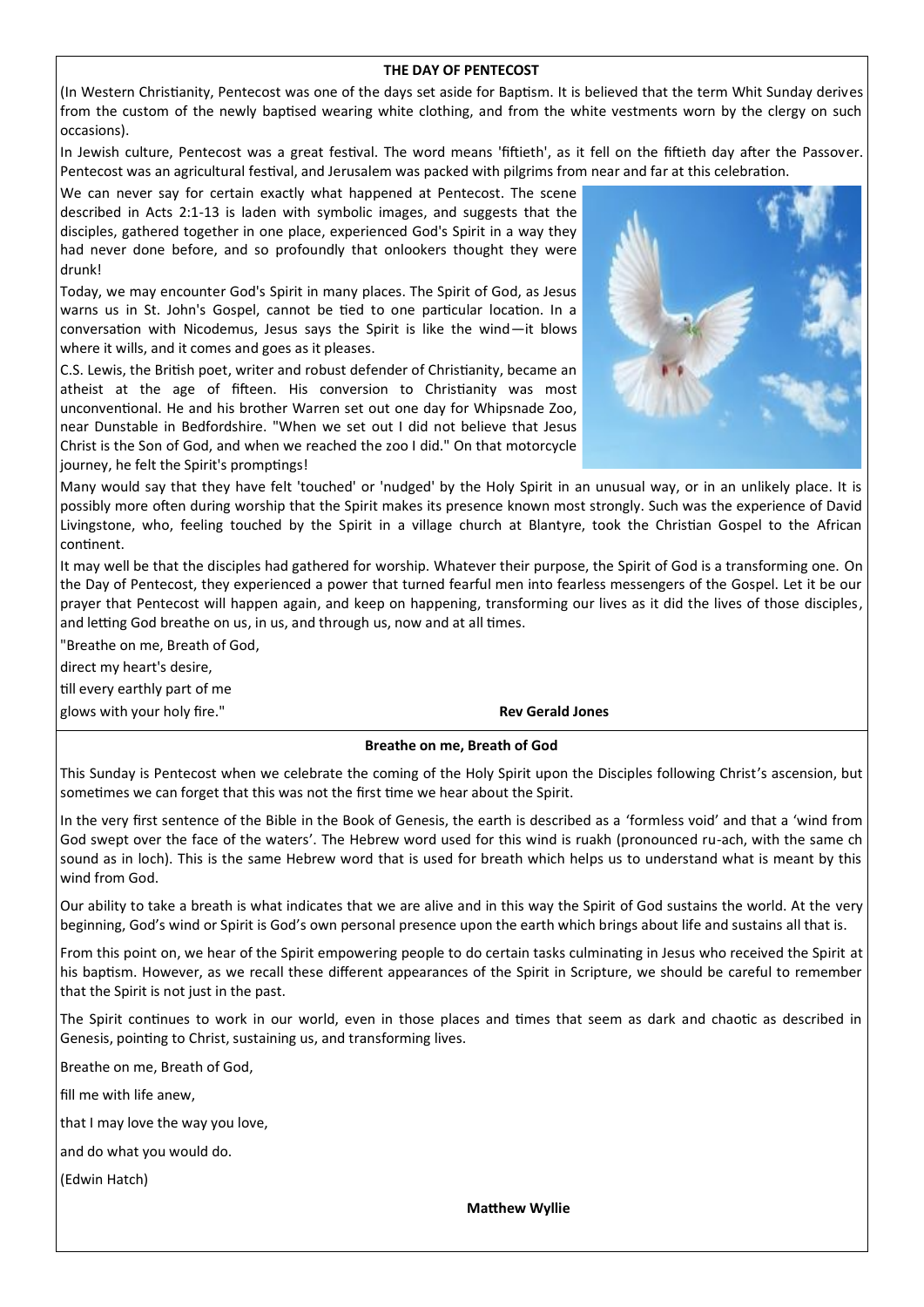## THE DAY OF PENTECOST

(In Western Christianity, Pentecost was one of the days set aside for Baptism. It is believed that the term Whit Sunday derives from the custom of the newly baptised wearing white clothing, and from the white vestments worn by the clergy on such occasions).

In Jewish culture, Pentecost was a great festival. The word means 'fiftieth', as it fell on the fiftieth day after the Passover. Pentecost was an agricultural festival, and Jerusalem was packed with pilgrims from near and far at this celebration.

We can never say for certain exactly what happened at Pentecost. The scene described in Acts 2:1-13 is laden with symbolic images, and suggests that the disciples, gathered together in one place, experienced God's Spirit in a way they had never done before, and so profoundly that onlookers thought they were drunk!

Today, we may encounter God's Spirit in many places. The Spirit of God, as Jesus warns us in St. John's Gospel, cannot be tied to one particular location. In a conversation with Nicodemus, Jesus says the Spirit is like the wind—it blows where it wills, and it comes and goes as it pleases.

C.S. Lewis, the British poet, writer and robust defender of Christianity, became an atheist at the age of fifteen. His conversion to Christianity was most unconventional. He and his brother Warren set out one day for Whipsnade Zoo, near Dunstable in Bedfordshire. "When we set out I did not believe that Jesus Christ is the Son of God, and when we reached the zoo I did." On that motorcycle journey, he felt the Spirit's promptings!

Many would say that they have felt 'touched' or 'nudged' by the Holy Spirit in an unusual way, or in an unlikely place. It is possibly more often during worship that the Spirit makes its presence known most strongly. Such was the experience of David Livingstone, who, feeling touched by the Spirit in a village church at Blantyre, took the Christian Gospel to the African continent.

It may well be that the disciples had gathered for worship. Whatever their purpose, the Spirit of God is a transforming one. On the Day of Pentecost, they experienced a power that turned fearful men into fearless messengers of the Gospel. Let it be our prayer that Pentecost will happen again, and keep on happening, transforming our lives as it did the lives of those disciples, and letting God breathe on us, in us, and through us, now and at all times.

"Breathe on me, Breath of God,

direct my heart's desire,

till every earthly part of me

glows with your holy fire."

**Rev Gerald Jones**

## Breathe on me, Breath of God

This Sunday is Pentecost when we celebrate the coming of the Holy Spirit upon the Disciples following Christ's ascension, but sometimes we can forget that this was not the first time we hear about the Spirit.

In the very first sentence of the Bible in the Book of Genesis, the earth is described as a 'formless void' and that a 'wind from God swept over the face of the waters'. The Hebrew word used for this wind is ruakh (pronounced ru-ach, with the same ch sound as in loch). This is the same Hebrew word that is used for breath which helps us to understand what is meant by this wind from God.

Our ability to take a breath is what indicates that we are alive and in this way the Spirit of God sustains the world. At the very beginning, God's wind or Spirit is God's own personal presence upon the earth which brings about life and sustains all that is.

From this point on, we hear of the Spirit empowering people to do certain tasks culminating in Jesus who received the Spirit at his baptism. However, as we recall these different appearances of the Spirit in Scripture, we should be careful to remember that the Spirit is not just in the past.

The Spirit continues to work in our world, even in those places and times that seem as dark and chaotic as described in Genesis, pointing to Christ, sustaining us, and transforming lives.

Breathe on me, Breath of God,

fill me with life anew,

that I may love the way you love,

and do what you would do.

(Edwin Hatch)

**Matthew Wyllie**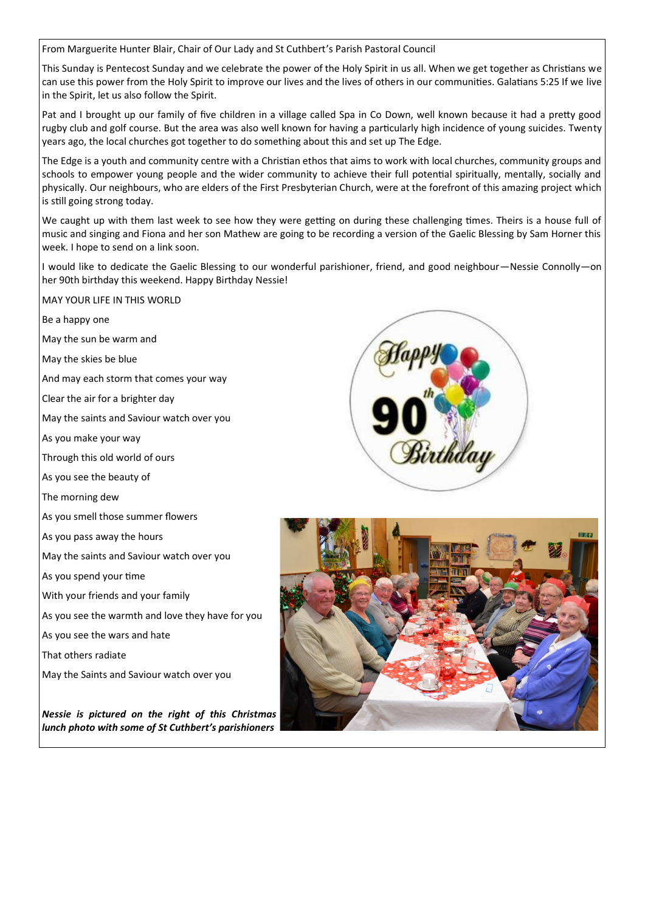From Marguerite Hunter Blair, Chair of Our Lady and St Cuthbert's Parish Pastoral Council

This Sunday is Pentecost Sunday and we celebrate the power of the Holy Spirit in us all. When we get together as Christians we can use this power from the Holy Spirit to improve our lives and the lives of others in our communities. Galatians 5:25 If we live in the Spirit, let us also follow the Spirit.

Pat and I brought up our family of five children in a village called Spa in Co Down, well known because it had a pretty good rugby club and golf course. But the area was also well known for having a particularly high incidence of young suicides. Twenty years ago, the local churches got together to do something about this and set up The Edge.

The Edge is a youth and community centre with a Christian ethos that aims to work with local churches, community groups and schools to empower young people and the wider community to achieve their full potential spiritually, mentally, socially and physically. Our neighbours, who are elders of the First Presbyterian Church, were at the forefront of this amazing project which is still going strong today.

We caught up with them last week to see how they were getting on during these challenging times. Theirs is a house full of music and singing and Fiona and her son Mathew are going to be recording a version of the Gaelic Blessing by Sam Horner this week. I hope to send on a link soon.

I would like to dedicate the Gaelic Blessing to our wonderful parishioner, friend, and good neighbour—Nessie Connolly—on her 90th birthday this weekend. Happy Birthday Nessie!

MAY YOUR LIFE IN THIS WORLD

Be a happy one

May the sun be warm and

May the skies be blue

And may each storm that comes your way

Clear the air for a brighter day

May the saints and Saviour watch over you

As you make your way

Through this old world of ours

As you see the beauty of

The morning dew

As you smell those summer flowers

As you pass away the hours

May the saints and Saviour watch over you

As you spend your time

With your friends and your family

As you see the warmth and love they have for you

As you see the wars and hate

That others radiate

May the Saints and Saviour watch over you

***Nessie is pictured on the right of this Christmas lunch photo with some of St Cuthbert's parishioners***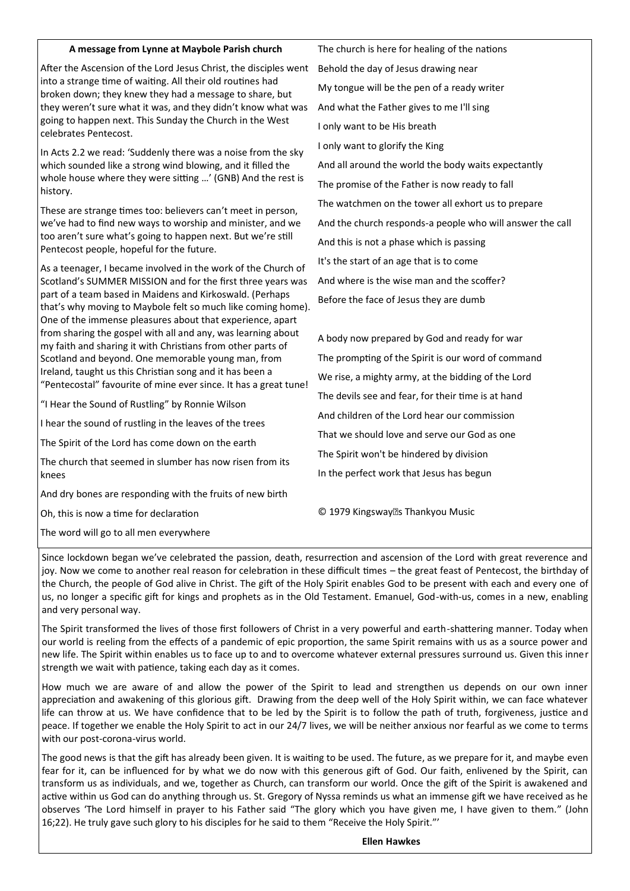**A message from Lynne at Maybole Parish church**

After the Ascension of the Lord Jesus Christ, the disciples went into a strange time of waiting. All their old routines had broken down; they knew they had a message to share, but they weren't sure what it was, and they didn't know what was going to happen next. This Sunday the Church in the West celebrates Pentecost.

In Acts 2.2 we read: 'Suddenly there was a noise from the sky which sounded like a strong wind blowing, and it filled the whole house where they were sitting …' (GNB) And the rest is history.

These are strange times too: believers can't meet in person, we've had to find new ways to worship and minister, and we too aren't sure what's going to happen next. But we're still Pentecost people, hopeful for the future.

As a teenager, I became involved in the work of the Church of Scotland's SUMMER MISSION and for the first three years was part of a team based in Maidens and Kirkoswald. (Perhaps that's why moving to Maybole felt so much like coming home). One of the immense pleasures about that experience, apart from sharing the gospel with all and any, was learning about my faith and sharing it with Christians from other parts of Scotland and beyond. One memorable young man, from Ireland, taught us this Christian song and it has been a "Pentecostal" favourite of mine ever since. It has a great tune!

"I Hear the Sound of Rustling" by Ronnie Wilson

I hear the sound of rustling in the leaves of the trees

The Spirit of the Lord has come down on the earth

The church that seemed in slumber has now risen from its knees

And dry bones are responding with the fruits of new birth

Oh, this is now a time for declaration

The word will go to all men everywhere

The church is here for healing of the nations

Behold the day of Jesus drawing near

My tongue will be the pen of a ready writer

And what the Father gives to me I'll sing

I only want to be His breath

I only want to glorify the King

And all around the world the body waits expectantly

The promise of the Father is now ready to fall

The watchmen on the tower all exhort us to prepare

And the church responds-a people who will answer the call

And this is not a phase which is passing

It's the start of an age that is to come

And where is the wise man and the scoffer?

Before the face of Jesus they are dumb

A body now prepared by God and ready for war

The prompting of the Spirit is our word of command

We rise, a mighty army, at the bidding of the Lord

The devils see and fear, for their time is at hand

And children of the Lord hear our commission

That we should love and serve our God as one

The Spirit won't be hindered by division

In the perfect work that Jesus has begun

© 1979 Kingsway's Thankyou Music

Since lockdown began we've celebrated the passion, death, resurrection and ascension of the Lord with great reverence and joy. Now we come to another real reason for celebration in these difficult times – the great feast of Pentecost, the birthday of the Church, the people of God alive in Christ. The gift of the Holy Spirit enables God to be present with each and every one of us, no longer a specific gift for kings and prophets as in the Old Testament. Emanuel, God-with-us, comes in a new, enabling and very personal way.

The Spirit transformed the lives of those first followers of Christ in a very powerful and earth-shattering manner. Today when our world is reeling from the effects of a pandemic of epic proportion, the same Spirit remains with us as a source power and new life. The Spirit within enables us to face up to and to overcome whatever external pressures surround us. Given this inner strength we wait with patience, taking each day as it comes.

How much we are aware of and allow the power of the Spirit to lead and strengthen us depends on our own inner appreciation and awakening of this glorious gift. Drawing from the deep well of the Holy Spirit within, we can face whatever life can throw at us. We have confidence that to be led by the Spirit is to follow the path of truth, forgiveness, justice and peace. If together we enable the Holy Spirit to act in our 24/7 lives, we will be neither anxious nor fearful as we come to terms with our post-corona-virus world.

The good news is that the gift has already been given. It is waiting to be used. The future, as we prepare for it, and maybe even fear for it, can be influenced for by what we do now with this generous gift of God. Our faith, enlivened by the Spirit, can transform us as individuals, and we, together as Church, can transform our world. Once the gift of the Spirit is awakened and active within us God can do anything through us. St. Gregory of Nyssa reminds us what an immense gift we have received as he observes 'The Lord himself in prayer to his Father said "The glory which you have given me, I have given to them." (John 16;22). He truly gave such glory to his disciples for he said to them "Receive the Holy Spirit."'

**Ellen Hawkes**